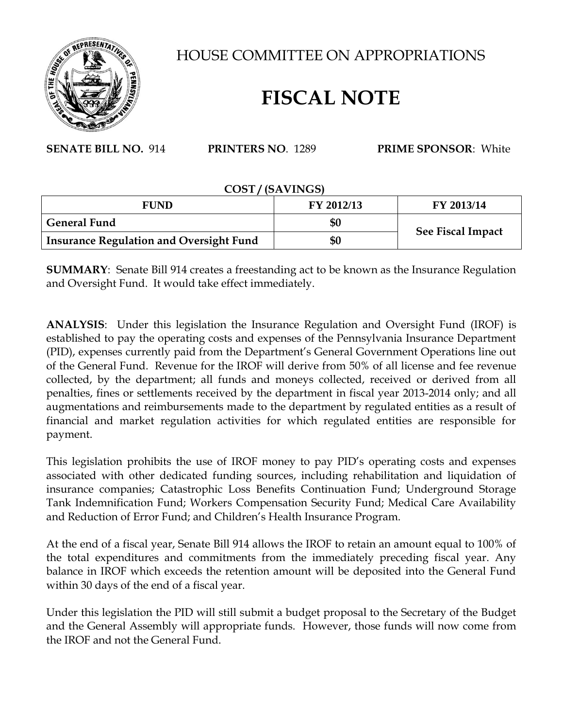# HOUSE COMMITTEE ON APPROPRIATIONS

# FISCAL NOTE

**SENATE BILL NO.** 914 **PRINTERS NO**. 1289 **PRIME SPONSOR**: White

**COST / (SAVINGS)**

| FUND | FY 2012/13 | FY 2013/14 |
|---|---|---|
| **General Fund** | **$0** | **See Fiscal Impact** |
| **Insurance Regulation and Oversight Fund** | **$0** | |

**SUMMARY**: Senate Bill 914 creates a freestanding act to be known as the Insurance Regulation and Oversight Fund. It would take effect immediately.

**ANALYSIS**: Under this legislation the Insurance Regulation and Oversight Fund (IROF) is established to pay the operating costs and expenses of the Pennsylvania Insurance Department (PID), expenses currently paid from the Department's General Government Operations line out of the General Fund. Revenue for the IROF will derive from 50% of all license and fee revenue collected, by the department; all funds and moneys collected, received or derived from all penalties, fines or settlements received by the department in fiscal year 2013-2014 only; and all augmentations and reimbursements made to the department by regulated entities as a result of financial and market regulation activities for which regulated entities are responsible for payment.

This legislation prohibits the use of IROF money to pay PID's operating costs and expenses associated with other dedicated funding sources, including rehabilitation and liquidation of insurance companies; Catastrophic Loss Benefits Continuation Fund; Underground Storage Tank Indemnification Fund; Workers Compensation Security Fund; Medical Care Availability and Reduction of Error Fund; and Children's Health Insurance Program.

At the end of a fiscal year, Senate Bill 914 allows the IROF to retain an amount equal to 100% of the total expenditures and commitments from the immediately preceding fiscal year. Any balance in IROF which exceeds the retention amount will be deposited into the General Fund within 30 days of the end of a fiscal year.

Under this legislation the PID will still submit a budget proposal to the Secretary of the Budget and the General Assembly will appropriate funds. However, those funds will now come from the IROF and not the General Fund.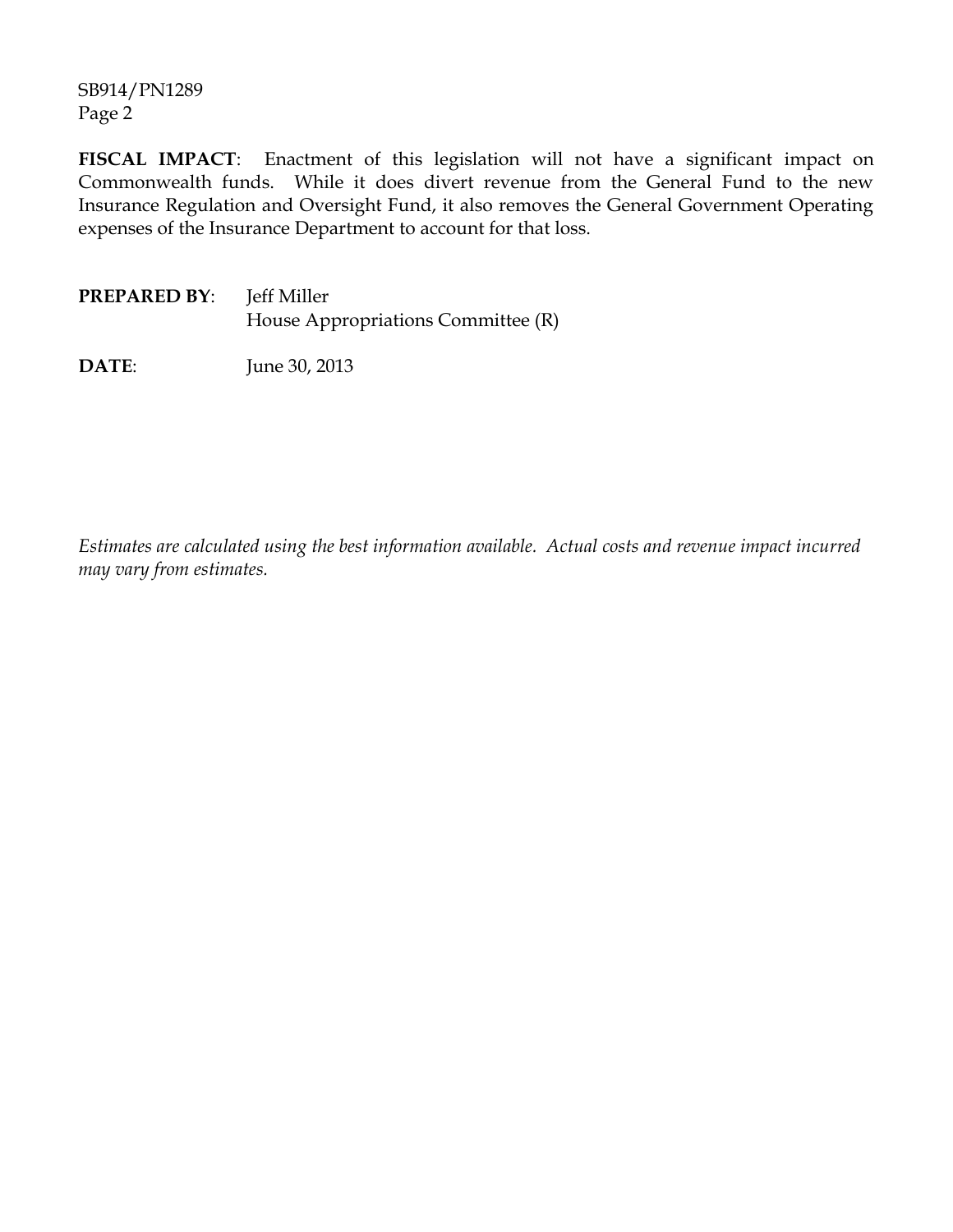**FISCAL IMPACT**: Enactment of this legislation will not have a significant impact on Commonwealth funds. While it does divert revenue from the General Fund to the new Insurance Regulation and Oversight Fund, it also removes the General Government Operating expenses of the Insurance Department to account for that loss.

**PREPARED BY**: Jeff Miller
House Appropriations Committee (R)

**DATE**: June 30, 2013

*Estimates are calculated using the best information available. Actual costs and revenue impact incurred may vary from estimates.*